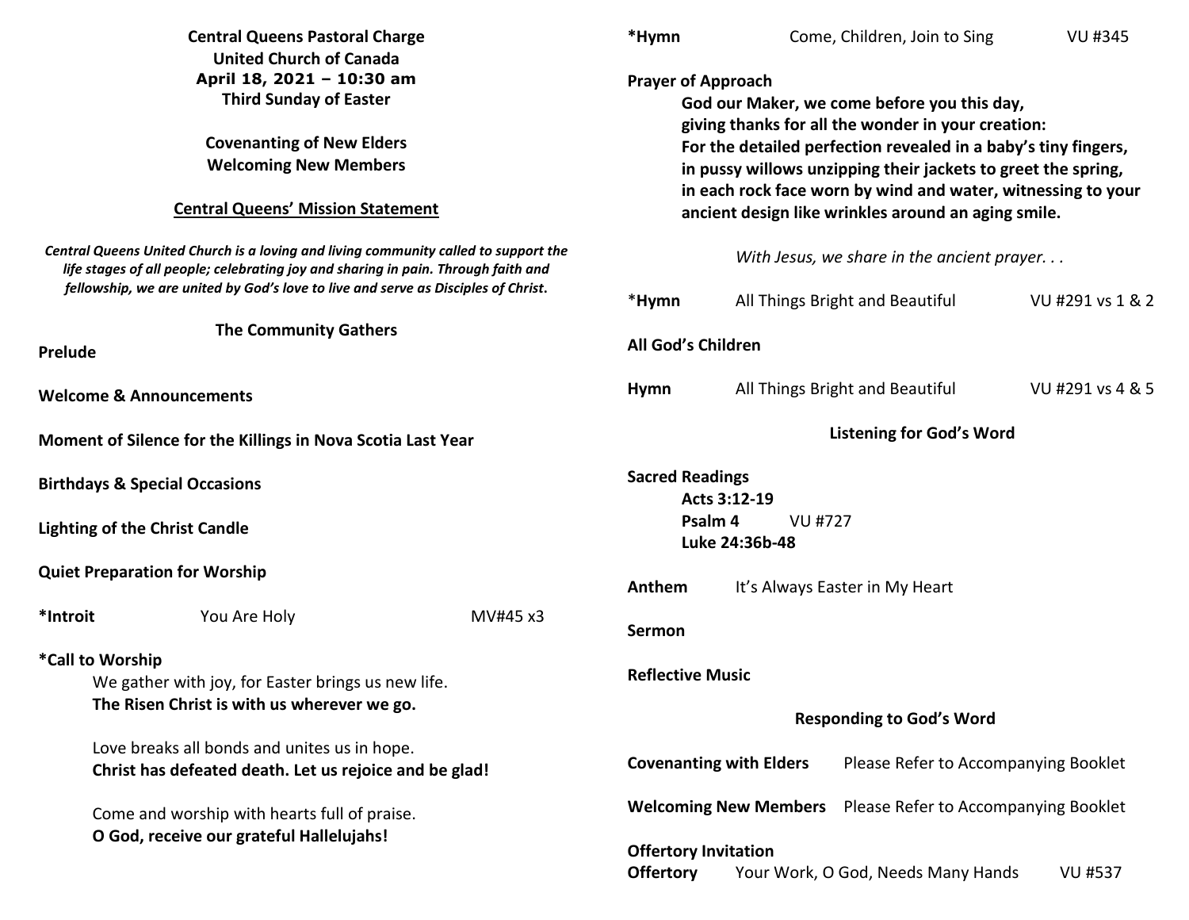**Central Queens Pastoral Charge**
**United Church of Canada**
**April 18, 2021 – 10:30 am**
**Third Sunday of Easter**

**Covenanting of New Elders**
**Welcoming New Members**

## Central Queens' Mission Statement

***Central Queens United Church is a loving and living community called to support the life stages of all people; celebrating joy and sharing in pain. Through faith and fellowship, we are united by God's love to live and serve as Disciples of Christ.***

### The Community Gathers

**Prelude**

**Welcome & Announcements**

**Moment of Silence for the Killings in Nova Scotia Last Year**

**Birthdays & Special Occasions**

**Lighting of the Christ Candle**

**Quiet Preparation for Worship**

**\*Introit** You Are Holy MV#45 x3

**\*Call to Worship**

We gather with joy, for Easter brings us new life.
**The Risen Christ is with us wherever we go.**

Love breaks all bonds and unites us in hope.
**Christ has defeated death. Let us rejoice and be glad!**

Come and worship with hearts full of praise.
**O God, receive our grateful Hallelujahs!**

**\*Hymn** Come, Children, Join to Sing VU #345

**Prayer of Approach**

**God our Maker, we come before you this day,**
**giving thanks for all the wonder in your creation:**
**For the detailed perfection revealed in a baby's tiny fingers,**
**in pussy willows unzipping their jackets to greet the spring,**
**in each rock face worn by wind and water, witnessing to your ancient design like wrinkles around an aging smile.**

*With Jesus, we share in the ancient prayer. . .*

\***Hymn** All Things Bright and Beautiful VU #291 vs 1 & 2

**All God's Children**

**Hymn** All Things Bright and Beautiful VU #291 vs 4 & 5

### Listening for God's Word

**Sacred Readings**

**Acts 3:12-19**
**Psalm 4** VU #727
**Luke 24:36b-48**

**Anthem** It's Always Easter in My Heart

**Sermon**

**Reflective Music**

### Responding to God's Word

**Covenanting with Elders** Please Refer to Accompanying Booklet

**Welcoming New Members** Please Refer to Accompanying Booklet

**Offertory Invitation**
**Offertory** Your Work, O God, Needs Many Hands VU #537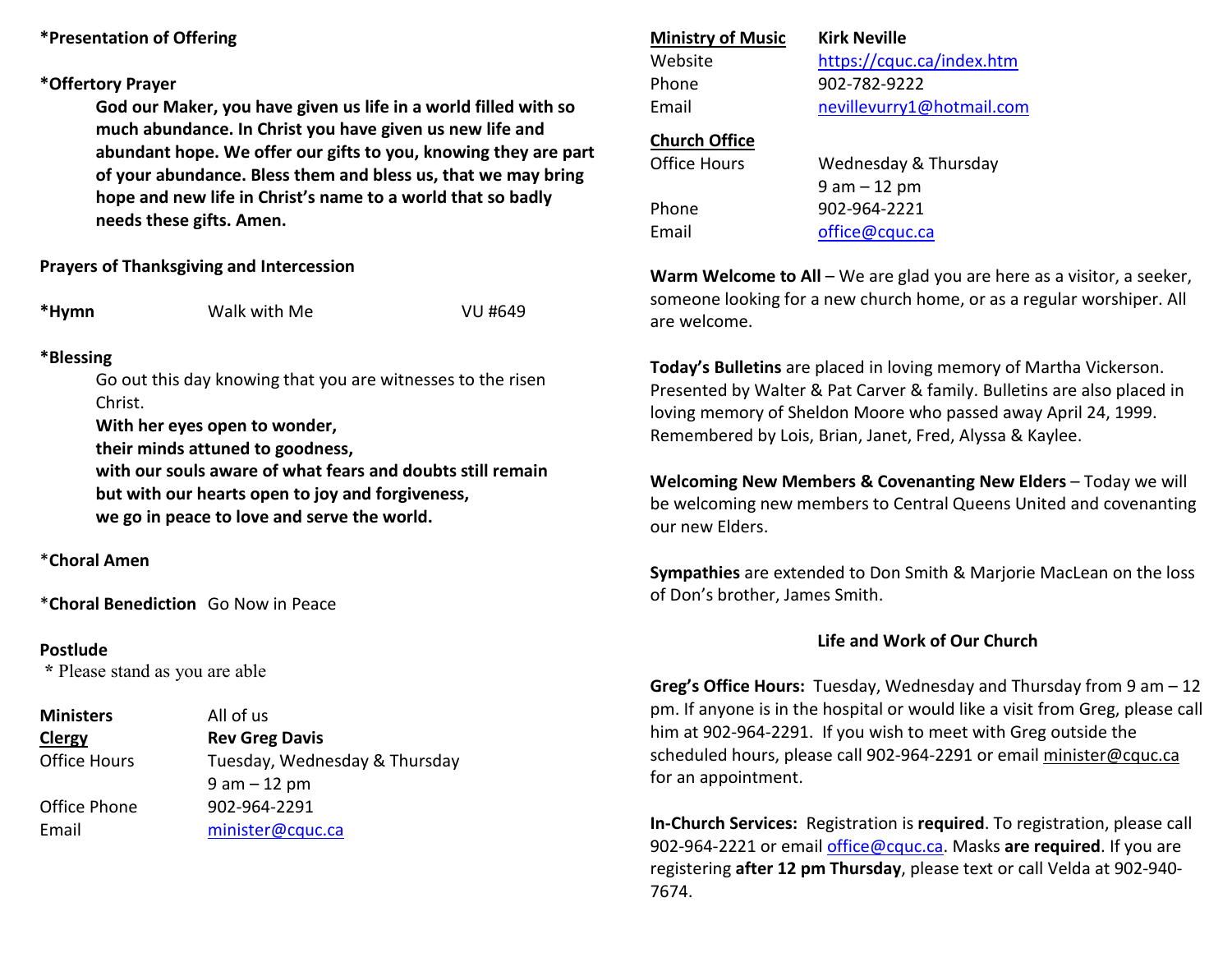**\*Presentation of Offering**

**\*Offertory Prayer**

**God our Maker, you have given us life in a world filled with so much abundance. In Christ you have given us new life and abundant hope. We offer our gifts to you, knowing they are part of your abundance. Bless them and bless us, that we may bring hope and new life in Christ's name to a world that so badly needs these gifts. Amen.**

**Prayers of Thanksgiving and Intercession**

**\*Hymn** Walk with Me VU #649

**\*Blessing**

Go out this day knowing that you are witnesses to the risen Christ.

**With her eyes open to wonder,**
**their minds attuned to goodness,**
**with our souls aware of what fears and doubts still remain**
**but with our hearts open to joy and forgiveness,**
**we go in peace to love and serve the world.**

\***Choral Amen**

\***Choral Benediction** Go Now in Peace

**Postlude**

\* Please stand as you are able

| | |
|---|---|
| **Ministers** | All of us |
| **Clergy** | **Rev Greg Davis** |
| Office Hours | Tuesday, Wednesday & Thursday 9 am – 12 pm |
| Office Phone | 902-964-2291 |
| Email | minister@cquc.ca |
| **Ministry of Music** | **Kirk Neville** |
| Website | https://cquc.ca/index.htm |
| Phone | 902-782-9222 |
| Email | nevillevurry1@hotmail.com |
| **Church Office** | |
| Office Hours | Wednesday & Thursday 9 am – 12 pm |
| Phone | 902-964-2221 |
| Email | office@cquc.ca |

**Warm Welcome to All** – We are glad you are here as a visitor, a seeker, someone looking for a new church home, or as a regular worshiper. All are welcome.

**Today's Bulletins** are placed in loving memory of Martha Vickerson. Presented by Walter & Pat Carver & family. Bulletins are also placed in loving memory of Sheldon Moore who passed away April 24, 1999. Remembered by Lois, Brian, Janet, Fred, Alyssa & Kaylee.

**Welcoming New Members & Covenanting New Elders** – Today we will be welcoming new members to Central Queens United and covenanting our new Elders.

**Sympathies** are extended to Don Smith & Marjorie MacLean on the loss of Don's brother, James Smith.

**Life and Work of Our Church**

**Greg's Office Hours:** Tuesday, Wednesday and Thursday from 9 am – 12 pm. If anyone is in the hospital or would like a visit from Greg, please call him at 902-964-2291. If you wish to meet with Greg outside the scheduled hours, please call 902-964-2291 or email minister@cquc.ca for an appointment.

**In-Church Services:** Registration is **required**. To registration, please call 902-964-2221 or email office@cquc.ca. Masks **are required**. If you are registering **after 12 pm Thursday**, please text or call Velda at 902-940-7674.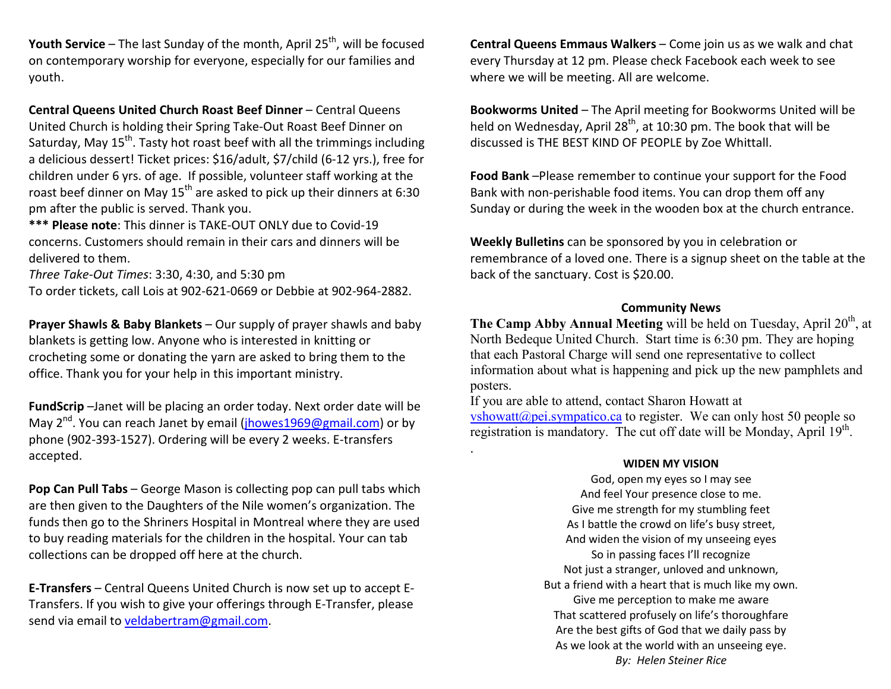**Youth Service** – The last Sunday of the month, April 25th, will be focused on contemporary worship for everyone, especially for our families and youth.

**Central Queens United Church Roast Beef Dinner** – Central Queens United Church is holding their Spring Take-Out Roast Beef Dinner on Saturday, May 15th. Tasty hot roast beef with all the trimmings including a delicious dessert! Ticket prices: $16/adult, $7/child (6-12 yrs.), free for children under 6 yrs. of age. If possible, volunteer staff working at the roast beef dinner on May 15th are asked to pick up their dinners at 6:30 pm after the public is served. Thank you.

*** **Please note**: This dinner is TAKE-OUT ONLY due to Covid-19 concerns. Customers should remain in their cars and dinners will be delivered to them.

*Three Take-Out Times*: 3:30, 4:30, and 5:30 pm

To order tickets, call Lois at 902-621-0669 or Debbie at 902-964-2882.

**Prayer Shawls & Baby Blankets** – Our supply of prayer shawls and baby blankets is getting low. Anyone who is interested in knitting or crocheting some or donating the yarn are asked to bring them to the office. Thank you for your help in this important ministry.

**FundScrip** –Janet will be placing an order today. Next order date will be May 2nd. You can reach Janet by email (jhowes1969@gmail.com) or by phone (902-393-1527). Ordering will be every 2 weeks. E-transfers accepted.

**Pop Can Pull Tabs** – George Mason is collecting pop can pull tabs which are then given to the Daughters of the Nile women's organization. The funds then go to the Shriners Hospital in Montreal where they are used to buy reading materials for the children in the hospital. Your can tab collections can be dropped off here at the church.

**E-Transfers** – Central Queens United Church is now set up to accept E-Transfers. If you wish to give your offerings through E-Transfer, please send via email to veldabertram@gmail.com.

**Central Queens Emmaus Walkers** – Come join us as we walk and chat every Thursday at 12 pm. Please check Facebook each week to see where we will be meeting. All are welcome.

**Bookworms United** – The April meeting for Bookworms United will be held on Wednesday, April 28th, at 10:30 pm. The book that will be discussed is THE BEST KIND OF PEOPLE by Zoe Whittall.

**Food Bank** –Please remember to continue your support for the Food Bank with non-perishable food items. You can drop them off any Sunday or during the week in the wooden box at the church entrance.

**Weekly Bulletins** can be sponsored by you in celebration or remembrance of a loved one. There is a signup sheet on the table at the back of the sanctuary. Cost is $20.00.

## Community News

**The Camp Abby Annual Meeting** will be held on Tuesday, April 20th, at North Bedeque United Church. Start time is 6:30 pm. They are hoping that each Pastoral Charge will send one representative to collect information about what is happening and pick up the new pamphlets and posters.

If you are able to attend, contact Sharon Howatt at vshowatt@pei.sympatico.ca to register. We can only host 50 people so registration is mandatory. The cut off date will be Monday, April 19th.

.

### WIDEN MY VISION

God, open my eyes so I may see  
And feel Your presence close to me.  
Give me strength for my stumbling feet  
As I battle the crowd on life's busy street,  
And widen the vision of my unseeing eyes  
So in passing faces I'll recognize  
Not just a stranger, unloved and unknown,  
But a friend with a heart that is much like my own.  
Give me perception to make me aware  
That scattered profusely on life's thoroughfare  
Are the best gifts of God that we daily pass by  
As we look at the world with an unseeing eye.  
*By: Helen Steiner Rice*